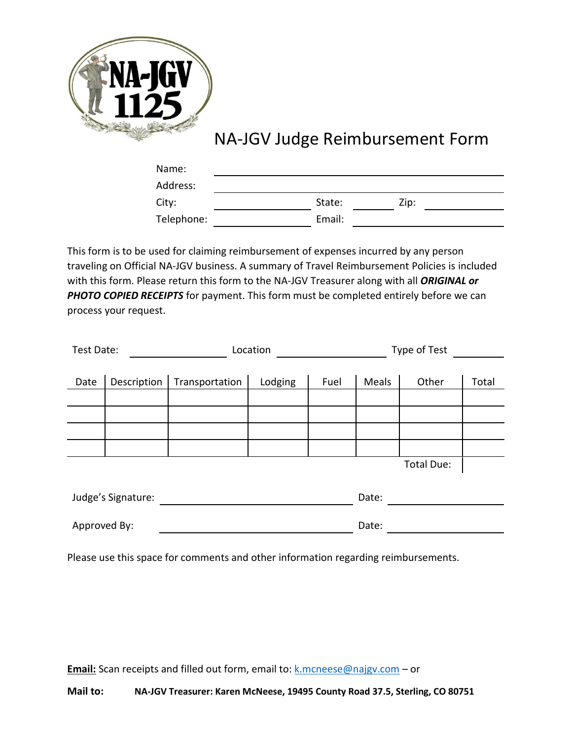# NA-JGV Judge Reimbursement Form

Name: ______________________________

Address: ______________________________

City: ______________ State: ________ Zip: ____________

Telephone: ______________ Email: ______________________

This form is to be used for claiming reimbursement of expenses incurred by any person traveling on Official NA-JGV business. A summary of Travel Reimbursement Policies is included with this form. Please return this form to the NA-JGV Treasurer along with all ***ORIGINAL or PHOTO COPIED RECEIPTS*** for payment. This form must be completed entirely before we can process your request.

Test Date: ______________ Location ______________ Type of Test ________

| Date | Description | Transportation | Lodging | Fuel | Meals | Other | Total |
|---|---|---|---|---|---|---|---|
| | | | | | | | |
| | | | | | | | |
| | | | | | | | |
| | | | | | | | |
| | | | | | | Total Due: | |

Judge's Signature: ______________________________ Date: ______________

Approved By: ______________________________ Date: ______________

Please use this space for comments and other information regarding reimbursements.

**Email:** Scan receipts and filled out form, email to: k.mcneese@najgv.com – or

**Mail to: NA-JGV Treasurer: Karen McNeese, 19495 County Road 37.5, Sterling, CO 80751**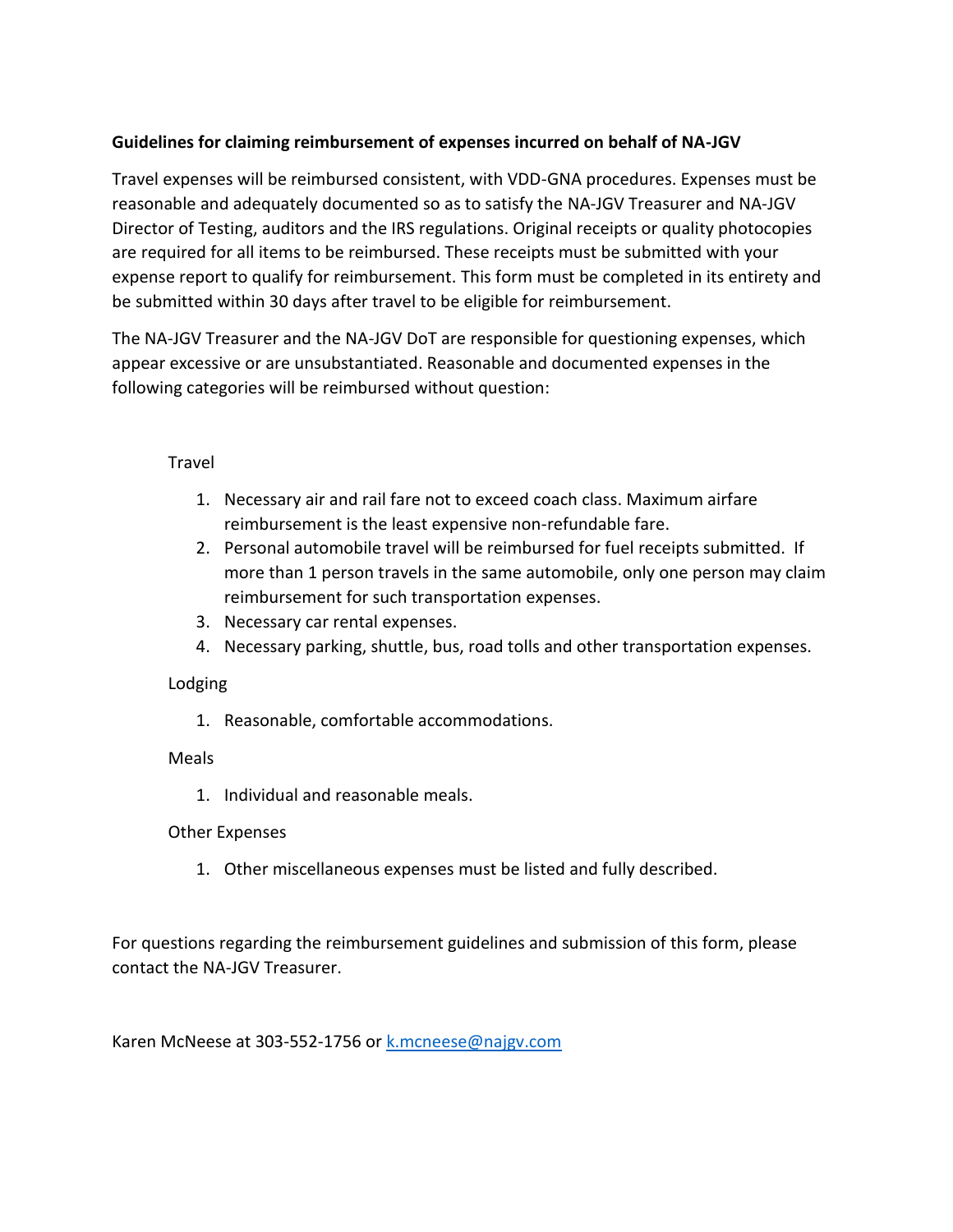**Guidelines for claiming reimbursement of expenses incurred on behalf of NA-JGV**

Travel expenses will be reimbursed consistent, with VDD-GNA procedures. Expenses must be reasonable and adequately documented so as to satisfy the NA-JGV Treasurer and NA-JGV Director of Testing, auditors and the IRS regulations. Original receipts or quality photocopies are required for all items to be reimbursed. These receipts must be submitted with your expense report to qualify for reimbursement. This form must be completed in its entirety and be submitted within 30 days after travel to be eligible for reimbursement.

The NA-JGV Treasurer and the NA-JGV DoT are responsible for questioning expenses, which appear excessive or are unsubstantiated. Reasonable and documented expenses in the following categories will be reimbursed without question:

Travel

1. Necessary air and rail fare not to exceed coach class. Maximum airfare reimbursement is the least expensive non-refundable fare.
2. Personal automobile travel will be reimbursed for fuel receipts submitted. If more than 1 person travels in the same automobile, only one person may claim reimbursement for such transportation expenses.
3. Necessary car rental expenses.
4. Necessary parking, shuttle, bus, road tolls and other transportation expenses.

Lodging

1. Reasonable, comfortable accommodations.

Meals

1. Individual and reasonable meals.

Other Expenses

1. Other miscellaneous expenses must be listed and fully described.

For questions regarding the reimbursement guidelines and submission of this form, please contact the NA-JGV Treasurer.

Karen McNeese at 303-552-1756 or [k.mcneese@najgv.com](mailto:k.mcneese@najgv.com)